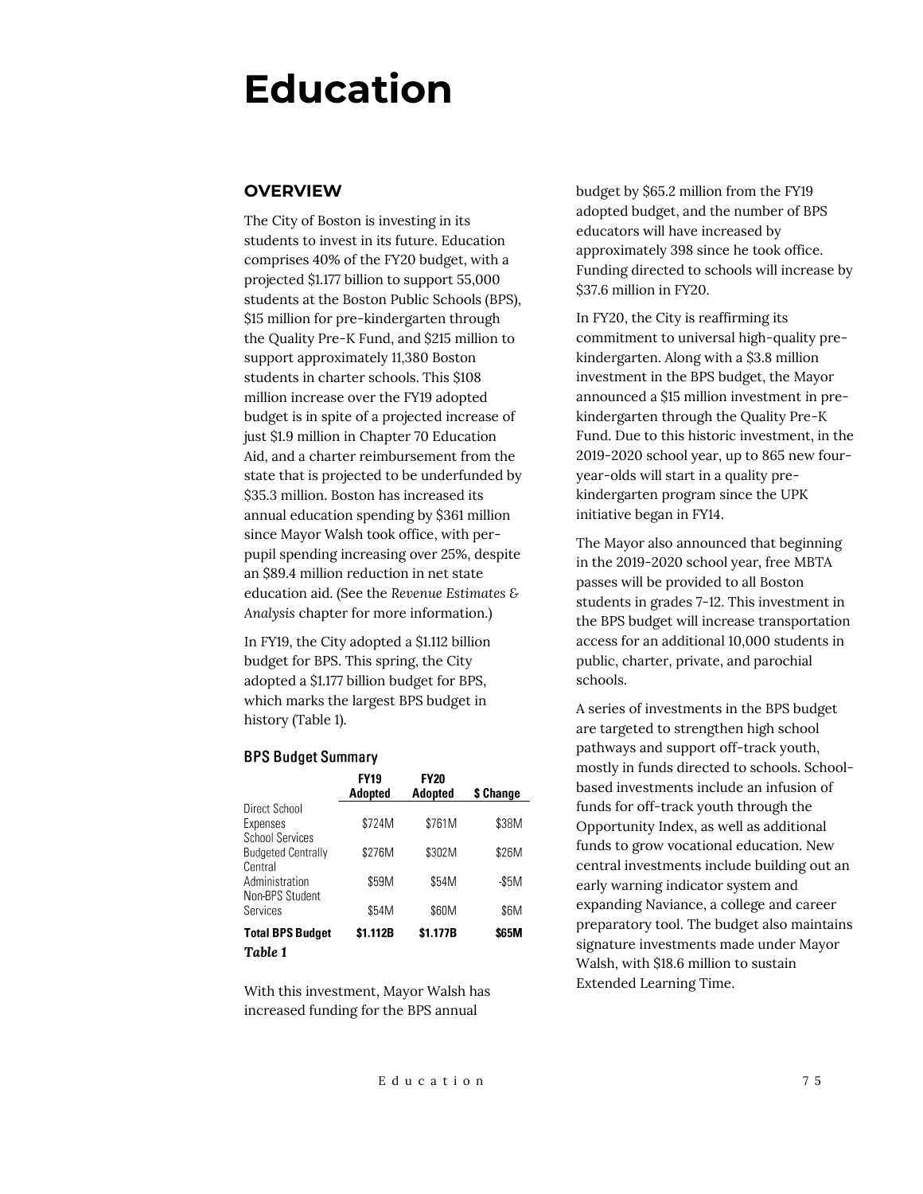# Education

## OVERVIEW

The City of Boston is investing in its students to invest in its future. Education comprises 40% of the FY20 budget, with a projected $1.177 billion to support 55,000 students at the Boston Public Schools (BPS), $15 million for pre-kindergarten through the Quality Pre-K Fund, and $215 million to support approximately 11,380 Boston students in charter schools. This $108 million increase over the FY19 adopted budget is in spite of a projected increase of just $1.9 million in Chapter 70 Education Aid, and a charter reimbursement from the state that is projected to be underfunded by $35.3 million. Boston has increased its annual education spending by $361 million since Mayor Walsh took office, with per-pupil spending increasing over 25%, despite an $89.4 million reduction in net state education aid. (See the *Revenue Estimates & Analysis* chapter for more information.)

In FY19, the City adopted a $1.112 billion budget for BPS. This spring, the City adopted a $1.177 billion budget for BPS, which marks the largest BPS budget in history (Table 1).

**BPS Budget Summary**

| | FY19 Adopted | FY20 Adopted | $ Change |
|---|---|---|---|
| Direct School Expenses | $724M | $761M | $38M |
| School Services Budgeted Centrally | $276M | $302M | $26M |
| Central Administration | $59M | $54M | -$5M |
| Non-BPS Student Services | $54M | $60M | $6M |
| **Total BPS Budget** | **$1.112B** | **$1.177B** | **$65M** |

***Table 1***

With this investment, Mayor Walsh has increased funding for the BPS annual budget by $65.2 million from the FY19 adopted budget, and the number of BPS educators will have increased by approximately 398 since he took office. Funding directed to schools will increase by $37.6 million in FY20.

In FY20, the City is reaffirming its commitment to universal high-quality pre-kindergarten. Along with a $3.8 million investment in the BPS budget, the Mayor announced a $15 million investment in pre-kindergarten through the Quality Pre-K Fund. Due to this historic investment, in the 2019-2020 school year, up to 865 new four-year-olds will start in a quality pre-kindergarten program since the UPK initiative began in FY14.

The Mayor also announced that beginning in the 2019-2020 school year, free MBTA passes will be provided to all Boston students in grades 7-12. This investment in the BPS budget will increase transportation access for an additional 10,000 students in public, charter, private, and parochial schools.

A series of investments in the BPS budget are targeted to strengthen high school pathways and support off-track youth, mostly in funds directed to schools. School-based investments include an infusion of funds for off-track youth through the Opportunity Index, as well as additional funds to grow vocational education. New central investments include building out an early warning indicator system and expanding Naviance, a college and career preparatory tool. The budget also maintains signature investments made under Mayor Walsh, with $18.6 million to sustain Extended Learning Time.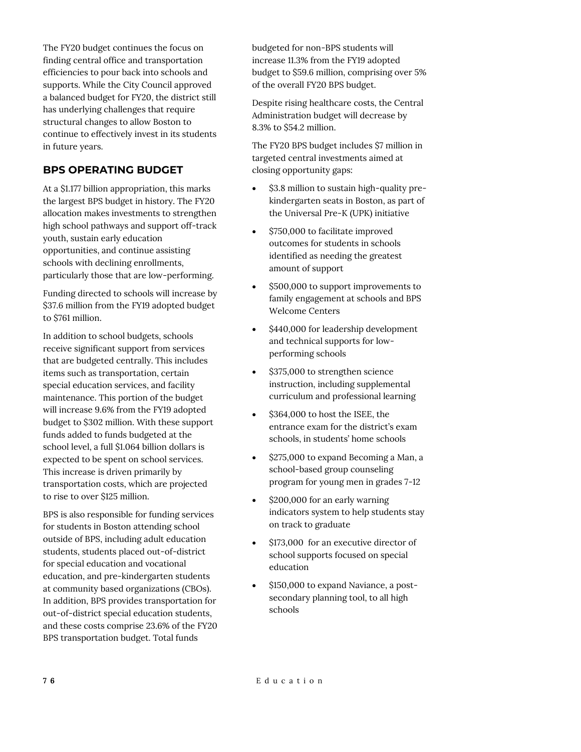The FY20 budget continues the focus on finding central office and transportation efficiencies to pour back into schools and supports. While the City Council approved a balanced budget for FY20, the district still has underlying challenges that require structural changes to allow Boston to continue to effectively invest in its students in future years.

## BPS OPERATING BUDGET

At a $1.177 billion appropriation, this marks the largest BPS budget in history. The FY20 allocation makes investments to strengthen high school pathways and support off-track youth, sustain early education opportunities, and continue assisting schools with declining enrollments, particularly those that are low-performing.

Funding directed to schools will increase by $37.6 million from the FY19 adopted budget to $761 million.

In addition to school budgets, schools receive significant support from services that are budgeted centrally. This includes items such as transportation, certain special education services, and facility maintenance. This portion of the budget will increase 9.6% from the FY19 adopted budget to $302 million. With these support funds added to funds budgeted at the school level, a full $1.064 billion dollars is expected to be spent on school services. This increase is driven primarily by transportation costs, which are projected to rise to over $125 million.

BPS is also responsible for funding services for students in Boston attending school outside of BPS, including adult education students, students placed out-of-district for special education and vocational education, and pre-kindergarten students at community based organizations (CBOs). In addition, BPS provides transportation for out-of-district special education students, and these costs comprise 23.6% of the FY20 BPS transportation budget. Total funds budgeted for non-BPS students will increase 11.3% from the FY19 adopted budget to $59.6 million, comprising over 5% of the overall FY20 BPS budget.

Despite rising healthcare costs, the Central Administration budget will decrease by 8.3% to $54.2 million.

The FY20 BPS budget includes $7 million in targeted central investments aimed at closing opportunity gaps:

- $3.8 million to sustain high-quality pre-kindergarten seats in Boston, as part of the Universal Pre-K (UPK) initiative
- $750,000 to facilitate improved outcomes for students in schools identified as needing the greatest amount of support
- $500,000 to support improvements to family engagement at schools and BPS Welcome Centers
- $440,000 for leadership development and technical supports for low-performing schools
- $375,000 to strengthen science instruction, including supplemental curriculum and professional learning
- $364,000 to host the ISEE, the entrance exam for the district's exam schools, in students' home schools
- $275,000 to expand Becoming a Man, a school-based group counseling program for young men in grades 7-12
- $200,000 for an early warning indicators system to help students stay on track to graduate
- $173,000 for an executive director of school supports focused on special education
- $150,000 to expand Naviance, a post-secondary planning tool, to all high schools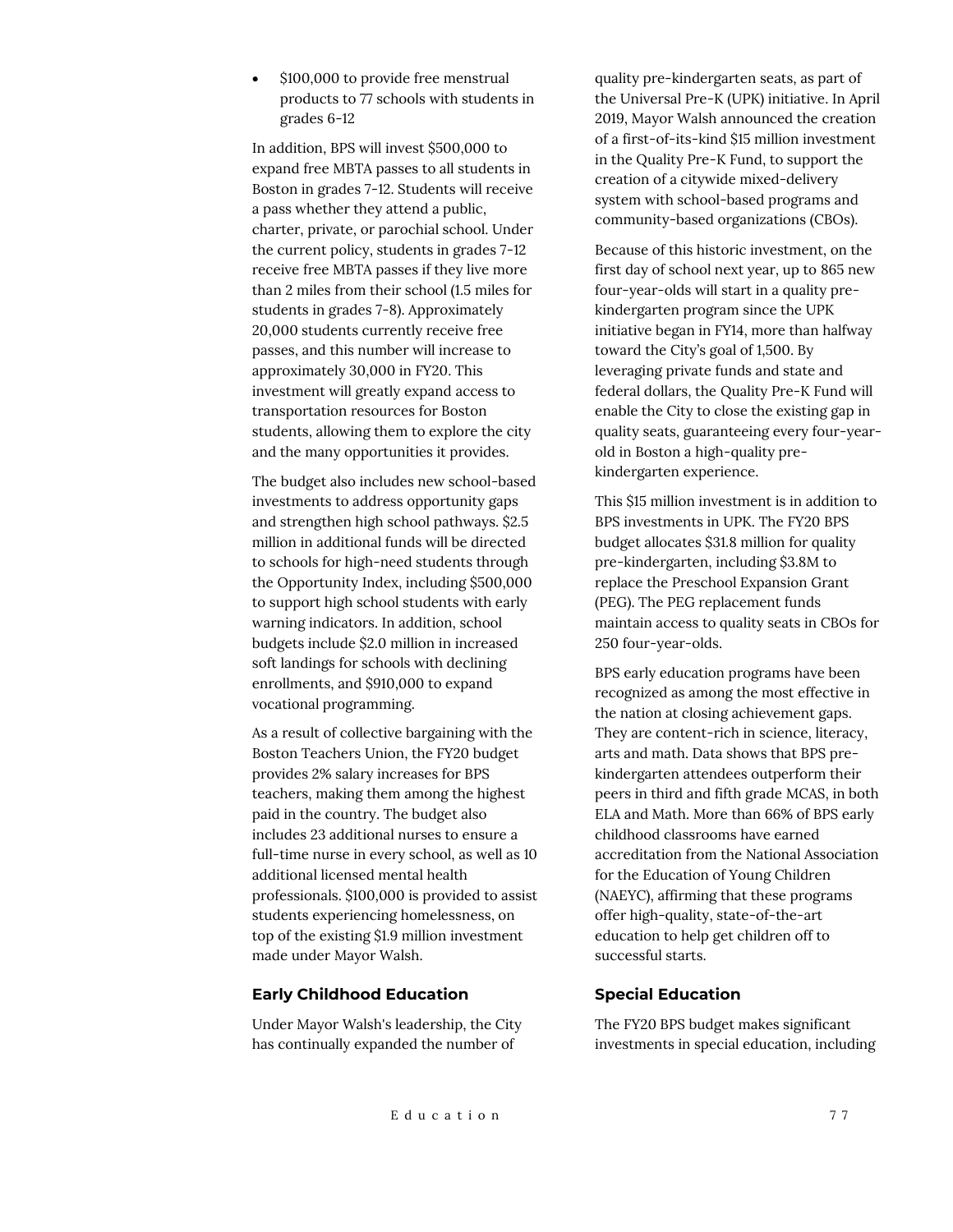- $100,000 to provide free menstrual products to 77 schools with students in grades 6-12

In addition, BPS will invest $500,000 to expand free MBTA passes to all students in Boston in grades 7-12. Students will receive a pass whether they attend a public, charter, private, or parochial school. Under the current policy, students in grades 7-12 receive free MBTA passes if they live more than 2 miles from their school (1.5 miles for students in grades 7-8). Approximately 20,000 students currently receive free passes, and this number will increase to approximately 30,000 in FY20. This investment will greatly expand access to transportation resources for Boston students, allowing them to explore the city and the many opportunities it provides.

The budget also includes new school-based investments to address opportunity gaps and strengthen high school pathways. $2.5 million in additional funds will be directed to schools for high-need students through the Opportunity Index, including $500,000 to support high school students with early warning indicators. In addition, school budgets include $2.0 million in increased soft landings for schools with declining enrollments, and $910,000 to expand vocational programming.

As a result of collective bargaining with the Boston Teachers Union, the FY20 budget provides 2% salary increases for BPS teachers, making them among the highest paid in the country. The budget also includes 23 additional nurses to ensure a full-time nurse in every school, as well as 10 additional licensed mental health professionals. $100,000 is provided to assist students experiencing homelessness, on top of the existing $1.9 million investment made under Mayor Walsh.

### Early Childhood Education

Under Mayor Walsh's leadership, the City has continually expanded the number of quality pre-kindergarten seats, as part of the Universal Pre-K (UPK) initiative. In April 2019, Mayor Walsh announced the creation of a first-of-its-kind $15 million investment in the Quality Pre-K Fund, to support the creation of a citywide mixed-delivery system with school-based programs and community-based organizations (CBOs).

Because of this historic investment, on the first day of school next year, up to 865 new four-year-olds will start in a quality pre-kindergarten program since the UPK initiative began in FY14, more than halfway toward the City's goal of 1,500. By leveraging private funds and state and federal dollars, the Quality Pre-K Fund will enable the City to close the existing gap in quality seats, guaranteeing every four-year-old in Boston a high-quality pre-kindergarten experience.

This $15 million investment is in addition to BPS investments in UPK. The FY20 BPS budget allocates $31.8 million for quality pre-kindergarten, including $3.8M to replace the Preschool Expansion Grant (PEG). The PEG replacement funds maintain access to quality seats in CBOs for 250 four-year-olds.

BPS early education programs have been recognized as among the most effective in the nation at closing achievement gaps. They are content-rich in science, literacy, arts and math. Data shows that BPS pre-kindergarten attendees outperform their peers in third and fifth grade MCAS, in both ELA and Math. More than 66% of BPS early childhood classrooms have earned accreditation from the National Association for the Education of Young Children (NAEYC), affirming that these programs offer high-quality, state-of-the-art education to help get children off to successful starts.

### Special Education

The FY20 BPS budget makes significant investments in special education, including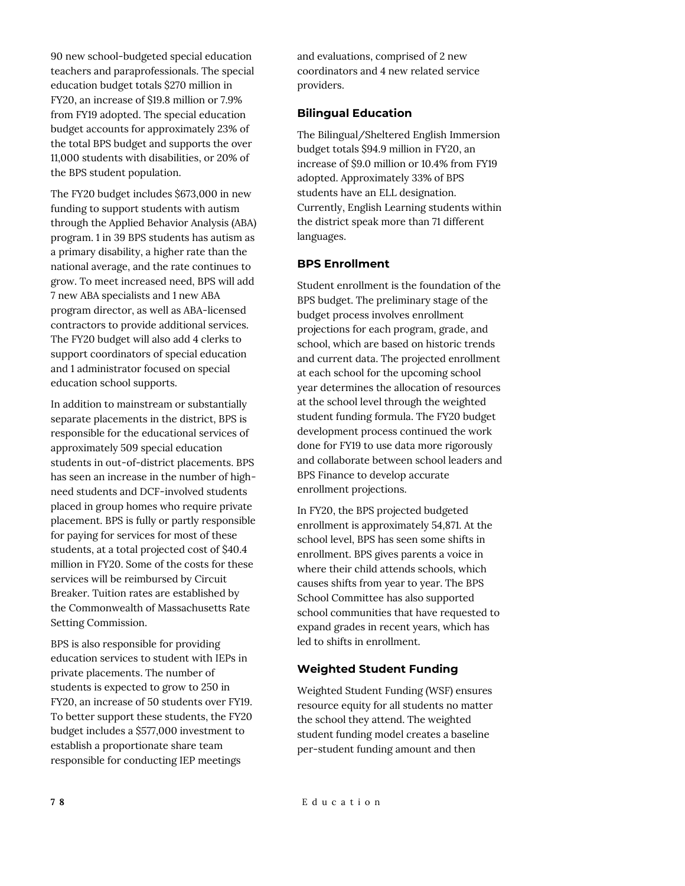90 new school-budgeted special education teachers and paraprofessionals. The special education budget totals $270 million in FY20, an increase of $19.8 million or 7.9% from FY19 adopted. The special education budget accounts for approximately 23% of the total BPS budget and supports the over 11,000 students with disabilities, or 20% of the BPS student population.

The FY20 budget includes $673,000 in new funding to support students with autism through the Applied Behavior Analysis (ABA) program. 1 in 39 BPS students has autism as a primary disability, a higher rate than the national average, and the rate continues to grow. To meet increased need, BPS will add 7 new ABA specialists and 1 new ABA program director, as well as ABA-licensed contractors to provide additional services. The FY20 budget will also add 4 clerks to support coordinators of special education and 1 administrator focused on special education school supports.

In addition to mainstream or substantially separate placements in the district, BPS is responsible for the educational services of approximately 509 special education students in out-of-district placements. BPS has seen an increase in the number of high-need students and DCF-involved students placed in group homes who require private placement. BPS is fully or partly responsible for paying for services for most of these students, at a total projected cost of $40.4 million in FY20. Some of the costs for these services will be reimbursed by Circuit Breaker. Tuition rates are established by the Commonwealth of Massachusetts Rate Setting Commission.

BPS is also responsible for providing education services to student with IEPs in private placements. The number of students is expected to grow to 250 in FY20, an increase of 50 students over FY19. To better support these students, the FY20 budget includes a $577,000 investment to establish a proportionate share team responsible for conducting IEP meetings and evaluations, comprised of 2 new coordinators and 4 new related service providers.

### Bilingual Education

The Bilingual/Sheltered English Immersion budget totals $94.9 million in FY20, an increase of $9.0 million or 10.4% from FY19 adopted. Approximately 33% of BPS students have an ELL designation. Currently, English Learning students within the district speak more than 71 different languages.

### BPS Enrollment

Student enrollment is the foundation of the BPS budget. The preliminary stage of the budget process involves enrollment projections for each program, grade, and school, which are based on historic trends and current data. The projected enrollment at each school for the upcoming school year determines the allocation of resources at the school level through the weighted student funding formula. The FY20 budget development process continued the work done for FY19 to use data more rigorously and collaborate between school leaders and BPS Finance to develop accurate enrollment projections.

In FY20, the BPS projected budgeted enrollment is approximately 54,871. At the school level, BPS has seen some shifts in enrollment. BPS gives parents a voice in where their child attends schools, which causes shifts from year to year. The BPS School Committee has also supported school communities that have requested to expand grades in recent years, which has led to shifts in enrollment.

### Weighted Student Funding

Weighted Student Funding (WSF) ensures resource equity for all students no matter the school they attend. The weighted student funding model creates a baseline per-student funding amount and then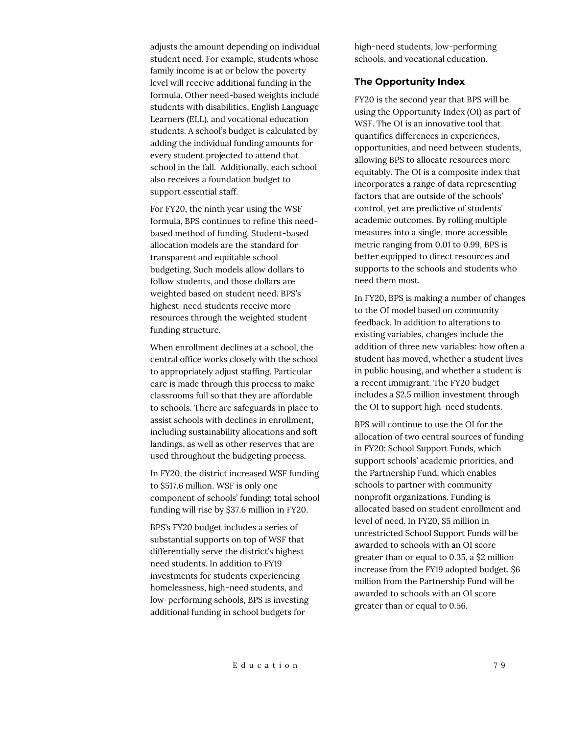adjusts the amount depending on individual student need. For example, students whose family income is at or below the poverty level will receive additional funding in the formula. Other need-based weights include students with disabilities, English Language Learners (ELL), and vocational education students. A school's budget is calculated by adding the individual funding amounts for every student projected to attend that school in the fall. Additionally, each school also receives a foundation budget to support essential staff.

For FY20, the ninth year using the WSF formula, BPS continues to refine this need-based method of funding. Student-based allocation models are the standard for transparent and equitable school budgeting. Such models allow dollars to follow students, and those dollars are weighted based on student need. BPS's highest-need students receive more resources through the weighted student funding structure.

When enrollment declines at a school, the central office works closely with the school to appropriately adjust staffing. Particular care is made through this process to make classrooms full so that they are affordable to schools. There are safeguards in place to assist schools with declines in enrollment, including sustainability allocations and soft landings, as well as other reserves that are used throughout the budgeting process.

In FY20, the district increased WSF funding to $517.6 million. WSF is only one component of schools' funding; total school funding will rise by $37.6 million in FY20.

BPS's FY20 budget includes a series of substantial supports on top of WSF that differentially serve the district's highest need students. In addition to FY19 investments for students experiencing homelessness, high-need students, and low-performing schools, BPS is investing additional funding in school budgets for high-need students, low-performing schools, and vocational education.

### The Opportunity Index

FY20 is the second year that BPS will be using the Opportunity Index (OI) as part of WSF. The OI is an innovative tool that quantifies differences in experiences, opportunities, and need between students, allowing BPS to allocate resources more equitably. The OI is a composite index that incorporates a range of data representing factors that are outside of the schools' control, yet are predictive of students' academic outcomes. By rolling multiple measures into a single, more accessible metric ranging from 0.01 to 0.99, BPS is better equipped to direct resources and supports to the schools and students who need them most.

In FY20, BPS is making a number of changes to the OI model based on community feedback. In addition to alterations to existing variables, changes include the addition of three new variables: how often a student has moved, whether a student lives in public housing, and whether a student is a recent immigrant. The FY20 budget includes a $2.5 million investment through the OI to support high-need students.

BPS will continue to use the OI for the allocation of two central sources of funding in FY20: School Support Funds, which support schools' academic priorities, and the Partnership Fund, which enables schools to partner with community nonprofit organizations. Funding is allocated based on student enrollment and level of need. In FY20, $5 million in unrestricted School Support Funds will be awarded to schools with an OI score greater than or equal to 0.35, a $2 million increase from the FY19 adopted budget. $6 million from the Partnership Fund will be awarded to schools with an OI score greater than or equal to 0.56.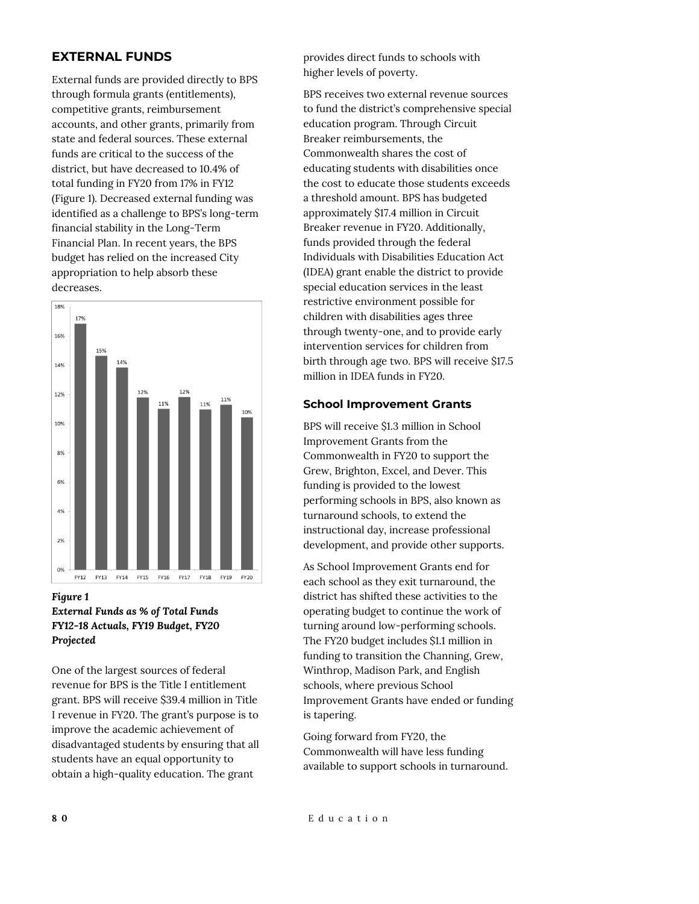## EXTERNAL FUNDS

External funds are provided directly to BPS through formula grants (entitlements), competitive grants, reimbursement accounts, and other grants, primarily from state and federal sources. These external funds are critical to the success of the district, but have decreased to 10.4% of total funding in FY20 from 17% in FY12 (Figure 1). Decreased external funding was identified as a challenge to BPS's long-term financial stability in the Long-Term Financial Plan. In recent years, the BPS budget has relied on the increased City appropriation to help absorb these decreases.

| FY12 | FY13 | FY14 | FY15 | FY16 | FY17 | FY18 | FY19 | FY20 |
|---|---|---|---|---|---|---|---|---|
| 17% | 15% | 14% | 12% | 11% | 12% | 11% | 11% | 10% |

***Figure 1***
***External Funds as % of Total Funds FY12-18 Actuals, FY19 Budget, FY20 Projected***

One of the largest sources of federal revenue for BPS is the Title I entitlement grant. BPS will receive $39.4 million in Title I revenue in FY20. The grant's purpose is to improve the academic achievement of disadvantaged students by ensuring that all students have an equal opportunity to obtain a high-quality education. The grant provides direct funds to schools with higher levels of poverty.

BPS receives two external revenue sources to fund the district's comprehensive special education program. Through Circuit Breaker reimbursements, the Commonwealth shares the cost of educating students with disabilities once the cost to educate those students exceeds a threshold amount. BPS has budgeted approximately $17.4 million in Circuit Breaker revenue in FY20. Additionally, funds provided through the federal Individuals with Disabilities Education Act (IDEA) grant enable the district to provide special education services in the least restrictive environment possible for children with disabilities ages three through twenty-one, and to provide early intervention services for children from birth through age two. BPS will receive $17.5 million in IDEA funds in FY20.

### School Improvement Grants

BPS will receive $1.3 million in School Improvement Grants from the Commonwealth in FY20 to support the Grew, Brighton, Excel, and Dever. This funding is provided to the lowest performing schools in BPS, also known as turnaround schools, to extend the instructional day, increase professional development, and provide other supports.

As School Improvement Grants end for each school as they exit turnaround, the district has shifted these activities to the operating budget to continue the work of turning around low-performing schools. The FY20 budget includes $1.1 million in funding to transition the Channing, Grew, Winthrop, Madison Park, and English schools, where previous School Improvement Grants have ended or funding is tapering.

Going forward from FY20, the Commonwealth will have less funding available to support schools in turnaround.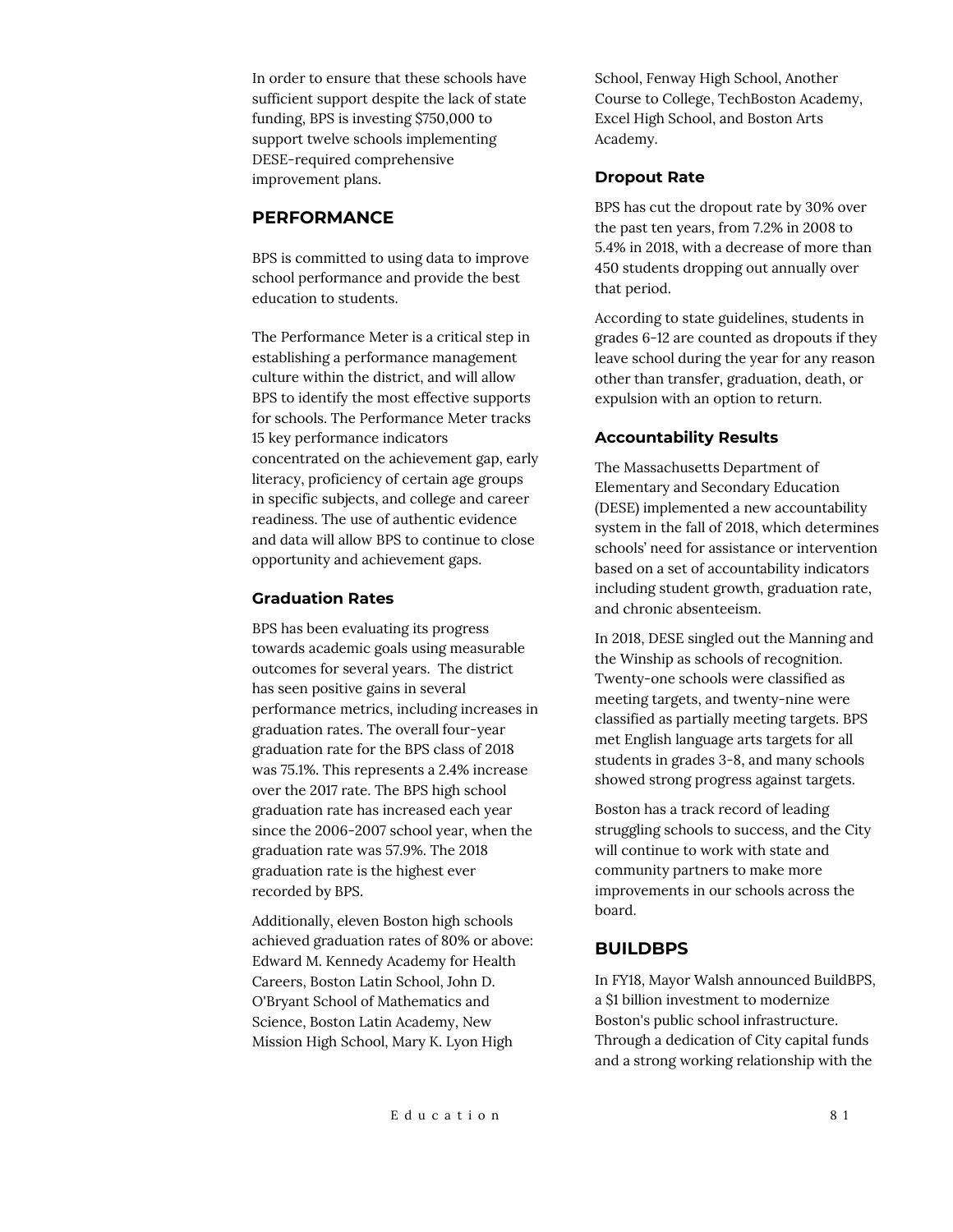In order to ensure that these schools have sufficient support despite the lack of state funding, BPS is investing $750,000 to support twelve schools implementing DESE-required comprehensive improvement plans.

## PERFORMANCE

BPS is committed to using data to improve school performance and provide the best education to students.

The Performance Meter is a critical step in establishing a performance management culture within the district, and will allow BPS to identify the most effective supports for schools. The Performance Meter tracks 15 key performance indicators concentrated on the achievement gap, early literacy, proficiency of certain age groups in specific subjects, and college and career readiness. The use of authentic evidence and data will allow BPS to continue to close opportunity and achievement gaps.

### Graduation Rates

BPS has been evaluating its progress towards academic goals using measurable outcomes for several years. The district has seen positive gains in several performance metrics, including increases in graduation rates. The overall four-year graduation rate for the BPS class of 2018 was 75.1%. This represents a 2.4% increase over the 2017 rate. The BPS high school graduation rate has increased each year since the 2006-2007 school year, when the graduation rate was 57.9%. The 2018 graduation rate is the highest ever recorded by BPS.

Additionally, eleven Boston high schools achieved graduation rates of 80% or above: Edward M. Kennedy Academy for Health Careers, Boston Latin School, John D. O'Bryant School of Mathematics and Science, Boston Latin Academy, New Mission High School, Mary K. Lyon High School, Fenway High School, Another Course to College, TechBoston Academy, Excel High School, and Boston Arts Academy.

### Dropout Rate

BPS has cut the dropout rate by 30% over the past ten years, from 7.2% in 2008 to 5.4% in 2018, with a decrease of more than 450 students dropping out annually over that period.

According to state guidelines, students in grades 6-12 are counted as dropouts if they leave school during the year for any reason other than transfer, graduation, death, or expulsion with an option to return.

### Accountability Results

The Massachusetts Department of Elementary and Secondary Education (DESE) implemented a new accountability system in the fall of 2018, which determines schools' need for assistance or intervention based on a set of accountability indicators including student growth, graduation rate, and chronic absenteeism.

In 2018, DESE singled out the Manning and the Winship as schools of recognition. Twenty-one schools were classified as meeting targets, and twenty-nine were classified as partially meeting targets. BPS met English language arts targets for all students in grades 3-8, and many schools showed strong progress against targets.

Boston has a track record of leading struggling schools to success, and the City will continue to work with state and community partners to make more improvements in our schools across the board.

## BUILDBPS

In FY18, Mayor Walsh announced BuildBPS, a $1 billion investment to modernize Boston's public school infrastructure. Through a dedication of City capital funds and a strong working relationship with the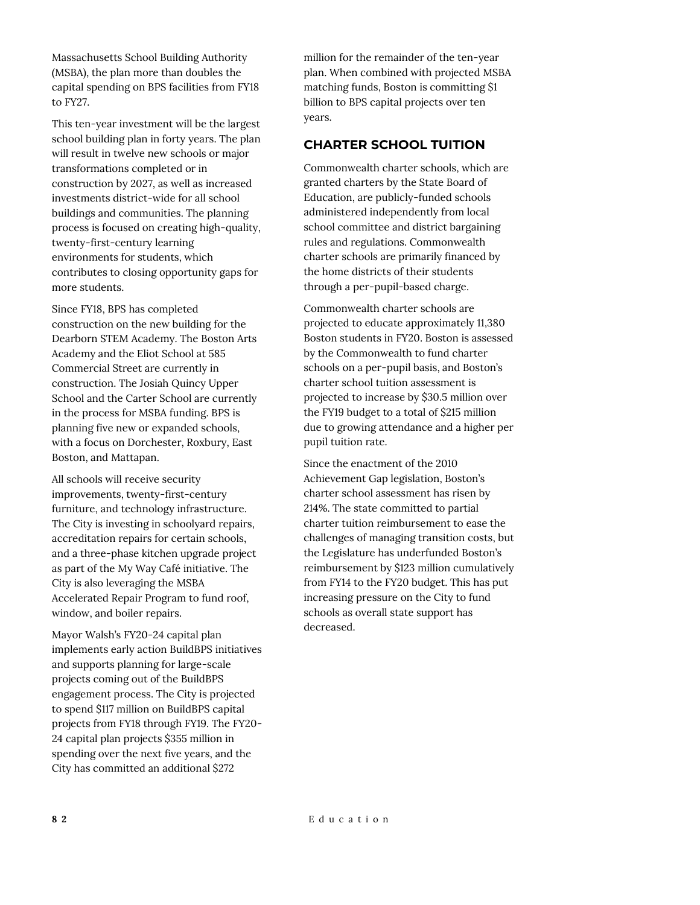Massachusetts School Building Authority (MSBA), the plan more than doubles the capital spending on BPS facilities from FY18 to FY27.

This ten-year investment will be the largest school building plan in forty years. The plan will result in twelve new schools or major transformations completed or in construction by 2027, as well as increased investments district-wide for all school buildings and communities. The planning process is focused on creating high-quality, twenty-first-century learning environments for students, which contributes to closing opportunity gaps for more students.

Since FY18, BPS has completed construction on the new building for the Dearborn STEM Academy. The Boston Arts Academy and the Eliot School at 585 Commercial Street are currently in construction. The Josiah Quincy Upper School and the Carter School are currently in the process for MSBA funding. BPS is planning five new or expanded schools, with a focus on Dorchester, Roxbury, East Boston, and Mattapan.

All schools will receive security improvements, twenty-first-century furniture, and technology infrastructure. The City is investing in schoolyard repairs, accreditation repairs for certain schools, and a three-phase kitchen upgrade project as part of the My Way Café initiative. The City is also leveraging the MSBA Accelerated Repair Program to fund roof, window, and boiler repairs.

Mayor Walsh's FY20-24 capital plan implements early action BuildBPS initiatives and supports planning for large-scale projects coming out of the BuildBPS engagement process. The City is projected to spend $117 million on BuildBPS capital projects from FY18 through FY19. The FY20-24 capital plan projects $355 million in spending over the next five years, and the City has committed an additional $272 million for the remainder of the ten-year plan. When combined with projected MSBA matching funds, Boston is committing $1 billion to BPS capital projects over ten years.

## CHARTER SCHOOL TUITION

Commonwealth charter schools, which are granted charters by the State Board of Education, are publicly-funded schools administered independently from local school committee and district bargaining rules and regulations. Commonwealth charter schools are primarily financed by the home districts of their students through a per-pupil-based charge.

Commonwealth charter schools are projected to educate approximately 11,380 Boston students in FY20. Boston is assessed by the Commonwealth to fund charter schools on a per-pupil basis, and Boston's charter school tuition assessment is projected to increase by $30.5 million over the FY19 budget to a total of $215 million due to growing attendance and a higher per pupil tuition rate.

Since the enactment of the 2010 Achievement Gap legislation, Boston's charter school assessment has risen by 214%. The state committed to partial charter tuition reimbursement to ease the challenges of managing transition costs, but the Legislature has underfunded Boston's reimbursement by $123 million cumulatively from FY14 to the FY20 budget. This has put increasing pressure on the City to fund schools as overall state support has decreased.